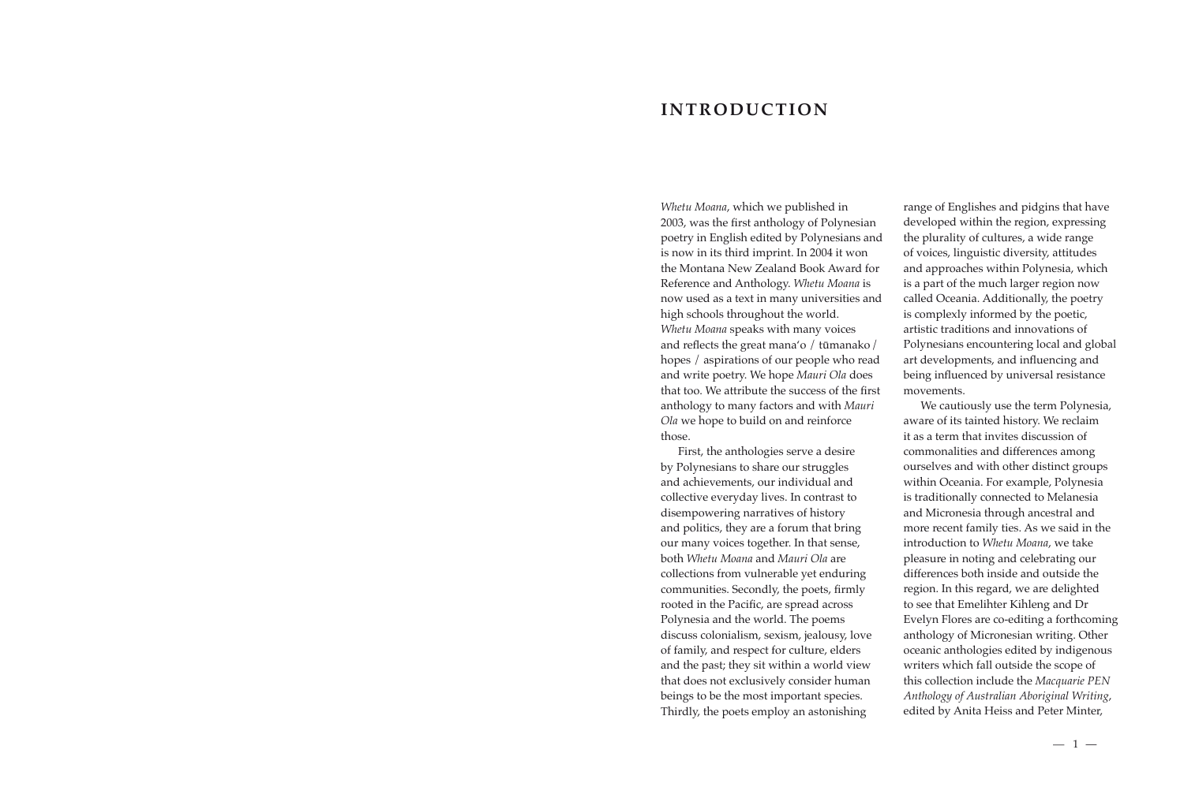# INTRODUCTION

*Whetu Moana*, which we published in 2003, was the first anthology of Polynesian poetry in English edited by Polynesians and is now in its third imprint. In 2004 it won the Montana New Zealand Book Award for Reference and Anthology. *Whetu Moana* is now used as a text in many universities and high schools throughout the world. *Whetu Moana* speaks with many voices and reflects the great mana'o / tūmanako / hopes / aspirations of our people who read and write poetry. We hope *Mauri Ola* does that too. We attribute the success of the first anthology to many factors and with *Mauri Ola* we hope to build on and reinforce those.

First, the anthologies serve a desire by Polynesians to share our struggles and achievements, our individual and collective everyday lives. In contrast to disempowering narratives of history and politics, they are a forum that bring our many voices together. In that sense, both *Whetu Moana* and *Mauri Ola* are collections from vulnerable yet enduring communities. Secondly, the poets, firmly rooted in the Pacific, are spread across Polynesia and the world. The poems discuss colonialism, sexism, jealousy, love of family, and respect for culture, elders and the past; they sit within a world view that does not exclusively consider human beings to be the most important species. Thirdly, the poets employ an astonishing range of Englishes and pidgins that have developed within the region, expressing the plurality of cultures, a wide range of voices, linguistic diversity, attitudes and approaches within Polynesia, which is a part of the much larger region now called Oceania. Additionally, the poetry is complexly informed by the poetic, artistic traditions and innovations of Polynesians encountering local and global art developments, and influencing and being influenced by universal resistance movements.

We cautiously use the term Polynesia, aware of its tainted history. We reclaim it as a term that invites discussion of commonalities and differences among ourselves and with other distinct groups within Oceania. For example, Polynesia is traditionally connected to Melanesia and Micronesia through ancestral and more recent family ties. As we said in the introduction to *Whetu Moana*, we take pleasure in noting and celebrating our differences both inside and outside the region. In this regard, we are delighted to see that Emelihter Kihleng and Dr Evelyn Flores are co-editing a forthcoming anthology of Micronesian writing. Other oceanic anthologies edited by indigenous writers which fall outside the scope of this collection include the *Macquarie PEN Anthology of Australian Aboriginal Writing*, edited by Anita Heiss and Peter Minter,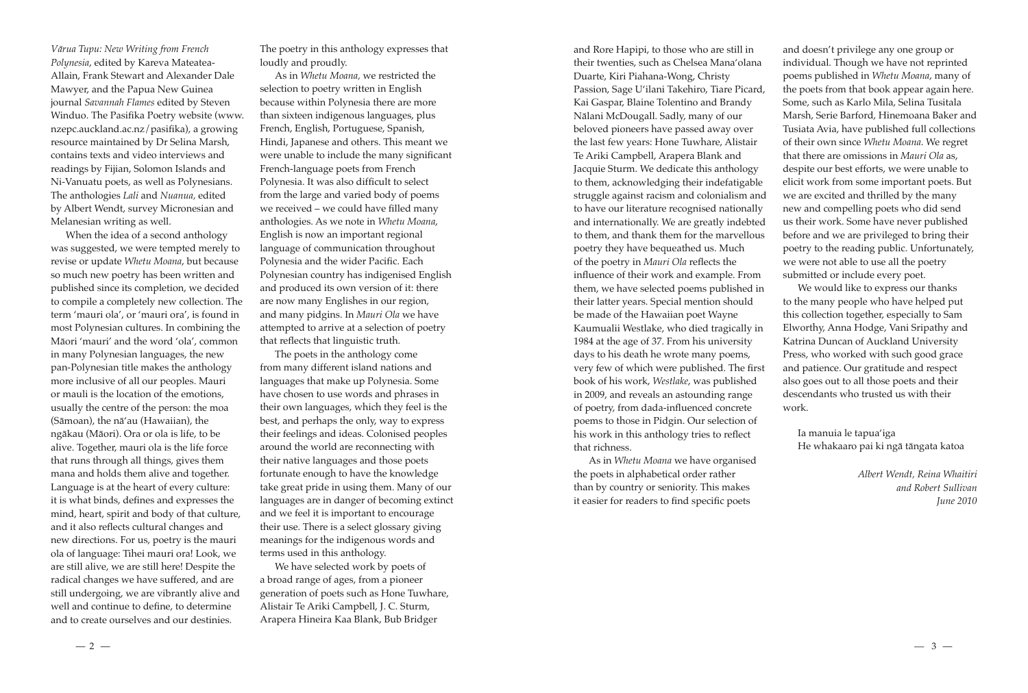*Vārua Tupu: New Writing from French Polynesia*, edited by Kareva Mateatea-Allain, Frank Stewart and Alexander Dale Mawyer, and the Papua New Guinea journal *Savannah Flames* edited by Steven Winduo. The Pasifika Poetry website (www.nzepc.auckland.ac.nz/pasifika), a growing resource maintained by Dr Selina Marsh, contains texts and video interviews and readings by Fijian, Solomon Islands and Ni-Vanuatu poets, as well as Polynesians. The anthologies *Lali* and *Nuanua*, edited by Albert Wendt, survey Micronesian and Melanesian writing as well.

When the idea of a second anthology was suggested, we were tempted merely to revise or update *Whetu Moana*, but because so much new poetry has been written and published since its completion, we decided to compile a completely new collection. The term 'mauri ola', or 'mauri ora', is found in most Polynesian cultures. In combining the Māori 'mauri' and the word 'ola', common in many Polynesian languages, the new pan-Polynesian title makes the anthology more inclusive of all our peoples. Mauri or mauli is the location of the emotions, usually the centre of the person: the moa (Sāmoan), the naʻau (Hawaiian), the ngākau (Māori). Ora or ola is life, to be alive. Together, mauri ola is the life force that runs through all things, gives them mana and holds them alive and together. Language is at the heart of every culture: it is what binds, defines and expresses the mind, heart, spirit and body of that culture, and it also reflects cultural changes and new directions. For us, poetry is the mauri ola of language: Tīhei mauri ora! Look, we are still alive, we are still here! Despite the radical changes we have suffered, and are still undergoing, we are vibrantly alive and well and continue to define, to determine and to create ourselves and our destinies. The poetry in this anthology expresses that loudly and proudly.

As in *Whetu Moana,* we restricted the selection to poetry written in English because within Polynesia there are more than sixteen indigenous languages, plus French, English, Portuguese, Spanish, Hindi, Japanese and others. This meant we were unable to include the many significant French-language poets from French Polynesia. It was also difficult to select from the large and varied body of poems we received – we could have filled many anthologies. As we note in *Whetu Moana*, English is now an important regional language of communication throughout Polynesia and the wider Pacific. Each Polynesian country has indigenised English and produced its own version of it: there are now many Englishes in our region, and many pidgins. In *Mauri Ola* we have attempted to arrive at a selection of poetry that reflects that linguistic truth.

The poets in the anthology come from many different island nations and languages that make up Polynesia. Some have chosen to use words and phrases in their own languages, which they feel is the best, and perhaps the only, way to express their feelings and ideas. Colonised peoples around the world are reconnecting with their native languages and those poets fortunate enough to have the knowledge take great pride in using them. Many of our languages are in danger of becoming extinct and we feel it is important to encourage their use. There is a select glossary giving meanings for the indigenous words and terms used in this anthology.

We have selected work by poets of a broad range of ages, from a pioneer generation of poets such as Hone Tuwhare, Alistair Te Ariki Campbell, J. C. Sturm, Arapera Hineira Kaa Blank, Bub Bridger and Rore Hapipi, to those who are still in their twenties, such as Chelsea Manaʻolana Duarte, Kiri Piahana-Wong, Christy Passion, Sage Uʻilani Takehiro, Tiare Picard, Kai Gaspar, Blaine Tolentino and Brandy Nālani McDougall. Sadly, many of our beloved pioneers have passed away over the last few years: Hone Tuwhare, Alistair Te Ariki Campbell, Arapera Blank and Jacquie Sturm. We dedicate this anthology to them, acknowledging their indefatigable struggle against racism and colonialism and to have our literature recognised nationally and internationally. We are greatly indebted to them, and thank them for the marvellous poetry they have bequeathed us. Much of the poetry in *Mauri Ola* reflects the influence of their work and example. From them, we have selected poems published in their latter years. Special mention should be made of the Hawaiian poet Wayne Kaumualii Westlake, who died tragically in 1984 at the age of 37. From his university days to his death he wrote many poems, very few of which were published. The first book of his work, *Westlake*, was published in 2009, and reveals an astounding range of poetry, from dada-influenced concrete poems to those in Pidgin. Our selection of his work in this anthology tries to reflect that richness.

As in *Whetu Moana* we have organised the poets in alphabetical order rather than by country or seniority. This makes it easier for readers to find specific poets and doesn't privilege any one group or individual. Though we have not reprinted poems published in *Whetu Moana*, many of the poets from that book appear again here. Some, such as Karlo Mila, Selina Tusitala Marsh, Serie Barford, Hinemoana Baker and Tusiata Avia, have published full collections of their own since *Whetu Moana*. We regret that there are omissions in *Mauri Ola* as, despite our best efforts, we were unable to elicit work from some important poets. But we are excited and thrilled by the many new and compelling poets who did send us their work. Some have never published before and we are privileged to bring their poetry to the reading public. Unfortunately, we were not able to use all the poetry submitted or include every poet.

We would like to express our thanks to the many people who have helped put this collection together, especially to Sam Elworthy, Anna Hodge, Vani Sripathy and Katrina Duncan of Auckland University Press, who worked with such good grace and patience. Our gratitude and respect also goes out to all those poets and their descendants who trusted us with their work.

Ia manuia le tapuaʻiga  
He whakaaro pai ki ngā tāngata katoa

*Albert Wendt, Reina Whaitiri and Robert Sullivan*  
*June 2010*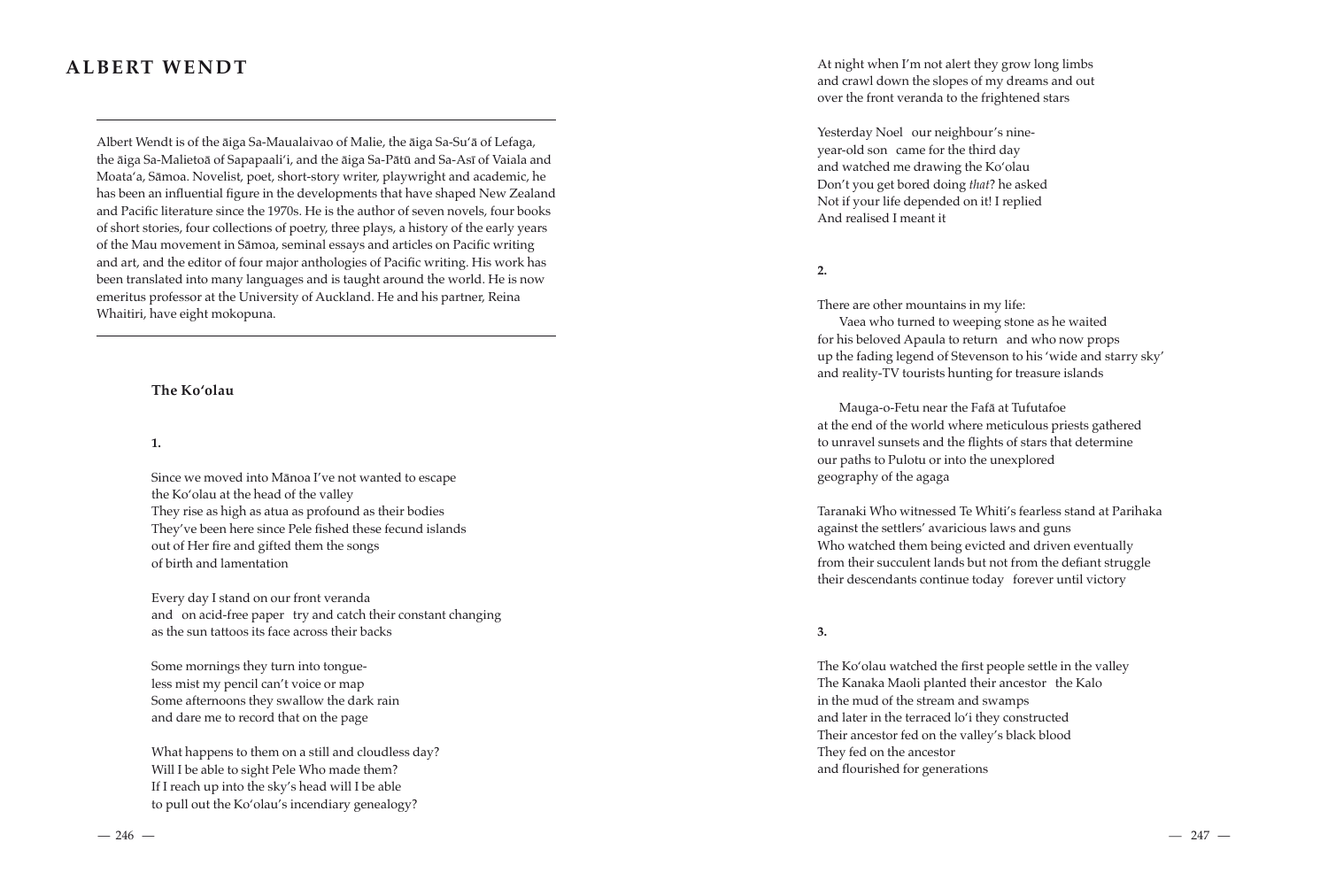## ALBERT WENDT

Albert Wendt is of the āiga Sa-Maualaivao of Malie, the āiga Sa-Su'ā of Lefaga, the āiga Sa-Malietoā of Sapapaali'i, and the āiga Sa-Pātū and Sa-Asī of Vaiala and Moata'a, Sāmoa. Novelist, poet, short-story writer, playwright and academic, he has been an influential figure in the developments that have shaped New Zealand and Pacific literature since the 1970s. He is the author of seven novels, four books of short stories, four collections of poetry, three plays, a history of the early years of the Mau movement in Sāmoa, seminal essays and articles on Pacific writing and art, and the editor of four major anthologies of Pacific writing. His work has been translated into many languages and is taught around the world. He is now emeritus professor at the University of Auckland. He and his partner, Reina Whaitiri, have eight mokopuna.

### The Ko'olau

**1.**

Since we moved into Mānoa I've not wanted to escape
the Ko'olau at the head of the valley
They rise as high as atua as profound as their bodies
They've been here since Pele fished these fecund islands
out of Her fire and gifted them the songs
of birth and lamentation

Every day I stand on our front veranda
and on acid-free paper try and catch their constant changing
as the sun tattoos its face across their backs

Some mornings they turn into tongue-
less mist my pencil can't voice or map
Some afternoons they swallow the dark rain
and dare me to record that on the page

What happens to them on a still and cloudless day?
Will I be able to sight Pele Who made them?
If I reach up into the sky's head will I be able
to pull out the Ko'olau's incendiary genealogy?

At night when I'm not alert they grow long limbs
and crawl down the slopes of my dreams and out
over the front veranda to the frightened stars

Yesterday Noel our neighbour's nine-
year-old son came for the third day
and watched me drawing the Ko'olau
Don't you get bored doing *that*? he asked
Not if your life depended on it! I replied
And realised I meant it

**2.**

There are other mountains in my life:
Vaea who turned to weeping stone as he waited
for his beloved Apaula to return and who now props
up the fading legend of Stevenson to his 'wide and starry sky'
and reality-TV tourists hunting for treasure islands

Mauga-o-Fetu near the Fafā at Tufutafoe
at the end of the world where meticulous priests gathered
to unravel sunsets and the flights of stars that determine
our paths to Pulotu or into the unexplored
geography of the agaga

Taranaki Who witnessed Te Whiti's fearless stand at Parihaka
against the settlers' avaricious laws and guns
Who watched them being evicted and driven eventually
from their succulent lands but not from the defiant struggle
their descendants continue today forever until victory

**3.**

The Ko'olau watched the first people settle in the valley
The Kanaka Maoli planted their ancestor the Kalo
in the mud of the stream and swamps
and later in the terraced lo'i they constructed
Their ancestor fed on the valley's black blood
They fed on the ancestor
and flourished for generations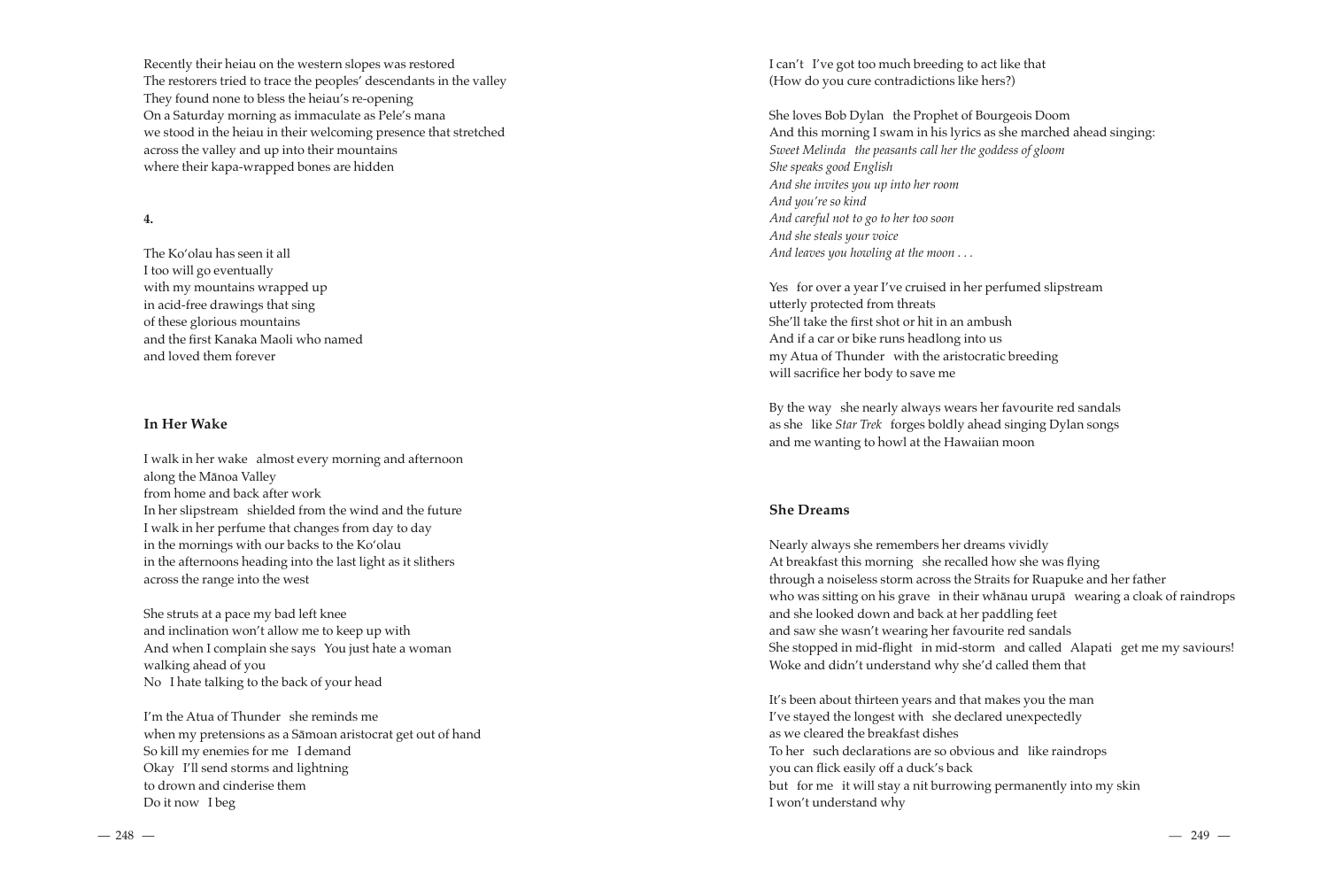Recently their heiau on the western slopes was restored
The restorers tried to trace the peoples' descendants in the valley
They found none to bless the heiau's re-opening
On a Saturday morning as immaculate as Pele's mana
we stood in the heiau in their welcoming presence that stretched
across the valley and up into their mountains
where their kapa-wrapped bones are hidden

**4.**

The Ko'olau has seen it all
I too will go eventually
with my mountains wrapped up
in acid-free drawings that sing
of these glorious mountains
and the first Kanaka Maoli who named
and loved them forever

### In Her Wake

I walk in her wake   almost every morning and afternoon
along the Mānoa Valley
from home and back after work
In her slipstream   shielded from the wind and the future
I walk in her perfume that changes from day to day
in the mornings with our backs to the Ko'olau
in the afternoons heading into the last light as it slithers
across the range into the west

She struts at a pace my bad left knee
and inclination won't allow me to keep up with
And when I complain she says   You just hate a woman
walking ahead of you
No   I hate talking to the back of your head

I'm the Atua of Thunder   she reminds me
when my pretensions as a Sāmoan aristocrat get out of hand
So kill my enemies for me   I demand
Okay   I'll send storms and lightning
to drown and cinderise them
Do it now   I beg

I can't   I've got too much breeding to act like that
(How do you cure contradictions like hers?)

She loves Bob Dylan   the Prophet of Bourgeois Doom
And this morning I swam in his lyrics as she marched ahead singing:
*Sweet Melinda   the peasants call her the goddess of gloom*
*She speaks good English*
*And she invites you up into her room*
*And you're so kind*
*And careful not to go to her too soon*
*And she steals your voice*
*And leaves you howling at the moon . . .*

Yes   for over a year I've cruised in her perfumed slipstream
utterly protected from threats
She'll take the first shot or hit in an ambush
And if a car or bike runs headlong into us
my Atua of Thunder   with the aristocratic breeding
will sacrifice her body to save me

By the way   she nearly always wears her favourite red sandals
as she   like *Star Trek*   forges boldly ahead singing Dylan songs
and me wanting to howl at the Hawaiian moon

### She Dreams

Nearly always she remembers her dreams vividly
At breakfast this morning   she recalled how she was flying
through a noiseless storm across the Straits for Ruapuke and her father
who was sitting on his grave   in their whānau urupā   wearing a cloak of raindrops
and she looked down and back at her paddling feet
and saw she wasn't wearing her favourite red sandals
She stopped in mid-flight   in mid-storm   and called   Alapati   get me my saviours!
Woke and didn't understand why she'd called them that

It's been about thirteen years and that makes you the man
I've stayed the longest with   she declared unexpectedly
as we cleared the breakfast dishes
To her   such declarations are so obvious and   like raindrops
you can flick easily off a duck's back
but   for me   it will stay a nit burrowing permanently into my skin
I won't understand why